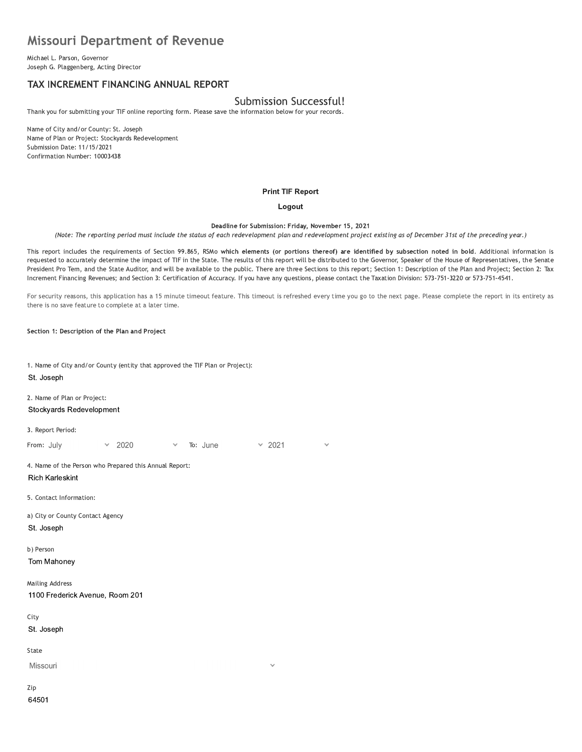# Missouri Department of Revenue

Michael L. Parson, Governor
Joseph G. Plaggenberg, Acting Director

## TAX INCREMENT FINANCING ANNUAL REPORT

### Submission Successful!

Thank you for submitting your TIF online reporting form. Please save the information below for your records.

Name of City and/or County: St. Joseph
Name of Plan or Project: Stockyards Redevelopment
Submission Date: 11/15/2021
Confirmation Number: 10003438

**Print TIF Report**

**Logout**

**Deadline for Submission: Friday, November 15, 2021**

*(Note: The reporting period must include the status of each redevelopment plan and redevelopment project existing as of December 31st of the preceding year.)*

This report includes the requirements of Section 99.865, RSMo **which elements (or portions thereof) are identified by subsection noted in bold**. Additional information is requested to accurately determine the impact of TIF in the State. The results of this report will be distributed to the Governor, Speaker of the House of Representatives, the Senate President Pro Tem, and the State Auditor, and will be available to the public. There are three Sections to this report; Section 1: Description of the Plan and Project; Section 2: Tax Increment Financing Revenues; and Section 3: Certification of Accuracy. If you have any questions, please contact the Taxation Division: 573-751-3220 or 573-751-4541.

For security reasons, this application has a 15 minute timeout feature. This timeout is refreshed every time you go to the next page. Please complete the report in its entirety as there is no save feature to complete at a later time.

**Section 1: Description of the Plan and Project**

1. Name of City and/or County (entity that approved the TIF Plan or Project):
St. Joseph

2. Name of Plan or Project:
Stockyards Redevelopment

3. Report Period:
From: July 2020 To: June 2021

4. Name of the Person who Prepared this Annual Report:
Rich Karleskint

5. Contact Information:

a) City or County Contact Agency
St. Joseph

b) Person
Tom Mahoney

Mailing Address
1100 Frederick Avenue, Room 201

City
St. Joseph

State
Missouri

Zip
64501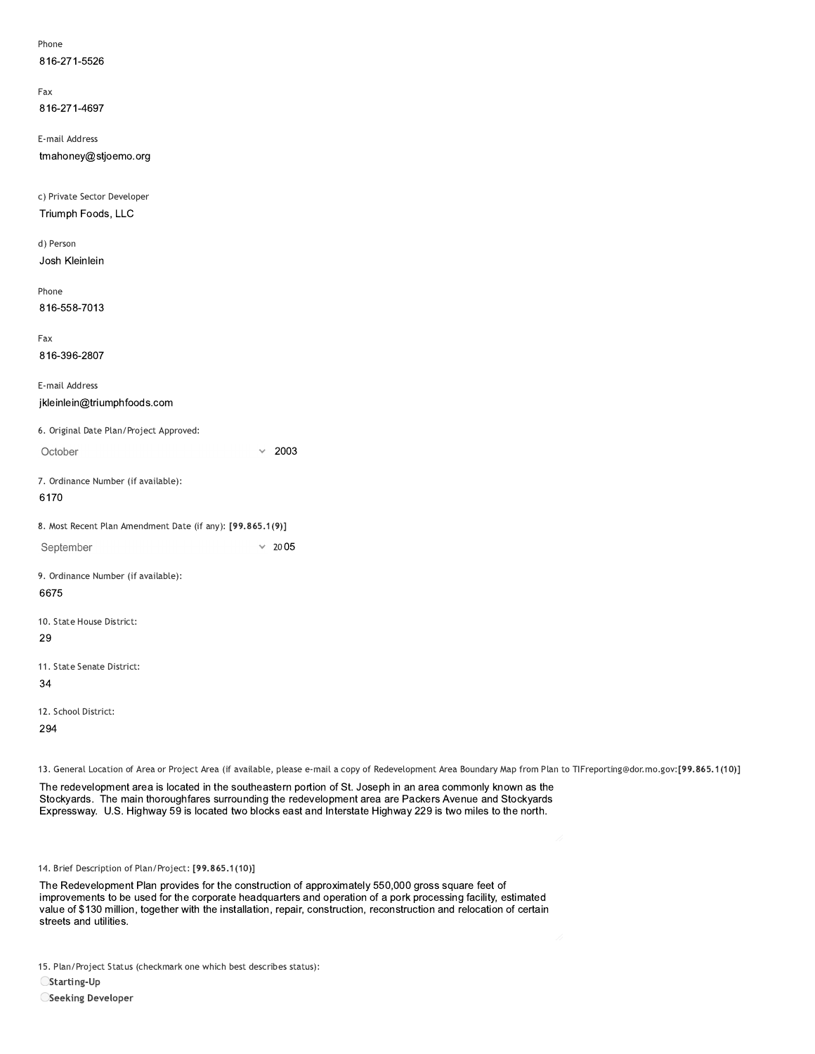Phone

816-271-5526

Fax

816-271-4697

E-mail Address

tmahoney@stjoemo.org

c) Private Sector Developer

Triumph Foods, LLC

d) Person

Josh Kleinlein

Phone

816-558-7013

Fax

816-396-2807

E-mail Address

jkleinlein@triumphfoods.com

6. Original Date Plan/Project Approved:

October 2003

7. Ordinance Number (if available):

6170

8. Most Recent Plan Amendment Date (if any): **[99.865.1(9)]**

September 2005

9. Ordinance Number (if available):

6675

10. State House District:

29

11. State Senate District:

34

12. School District:

294

13. General Location of Area or Project Area (if available, please e-mail a copy of Redevelopment Area Boundary Map from Plan to TIFreporting@dor.mo.gov:**[99.865.1(10)]**

The redevelopment area is located in the southeastern portion of St. Joseph in an area commonly known as the Stockyards. The main thoroughfares surrounding the redevelopment area are Packers Avenue and Stockyards Expressway. U.S. Highway 59 is located two blocks east and Interstate Highway 229 is two miles to the north.

14. Brief Description of Plan/Project: **[99.865.1(10)]**

The Redevelopment Plan provides for the construction of approximately 550,000 gross square feet of improvements to be used for the corporate headquarters and operation of a pork processing facility, estimated value of $130 million, together with the installation, repair, construction, reconstruction and relocation of certain streets and utilities.

15. Plan/Project Status (checkmark one which best describes status):

- [ ] **Starting-Up**
- [ ] **Seeking Developer**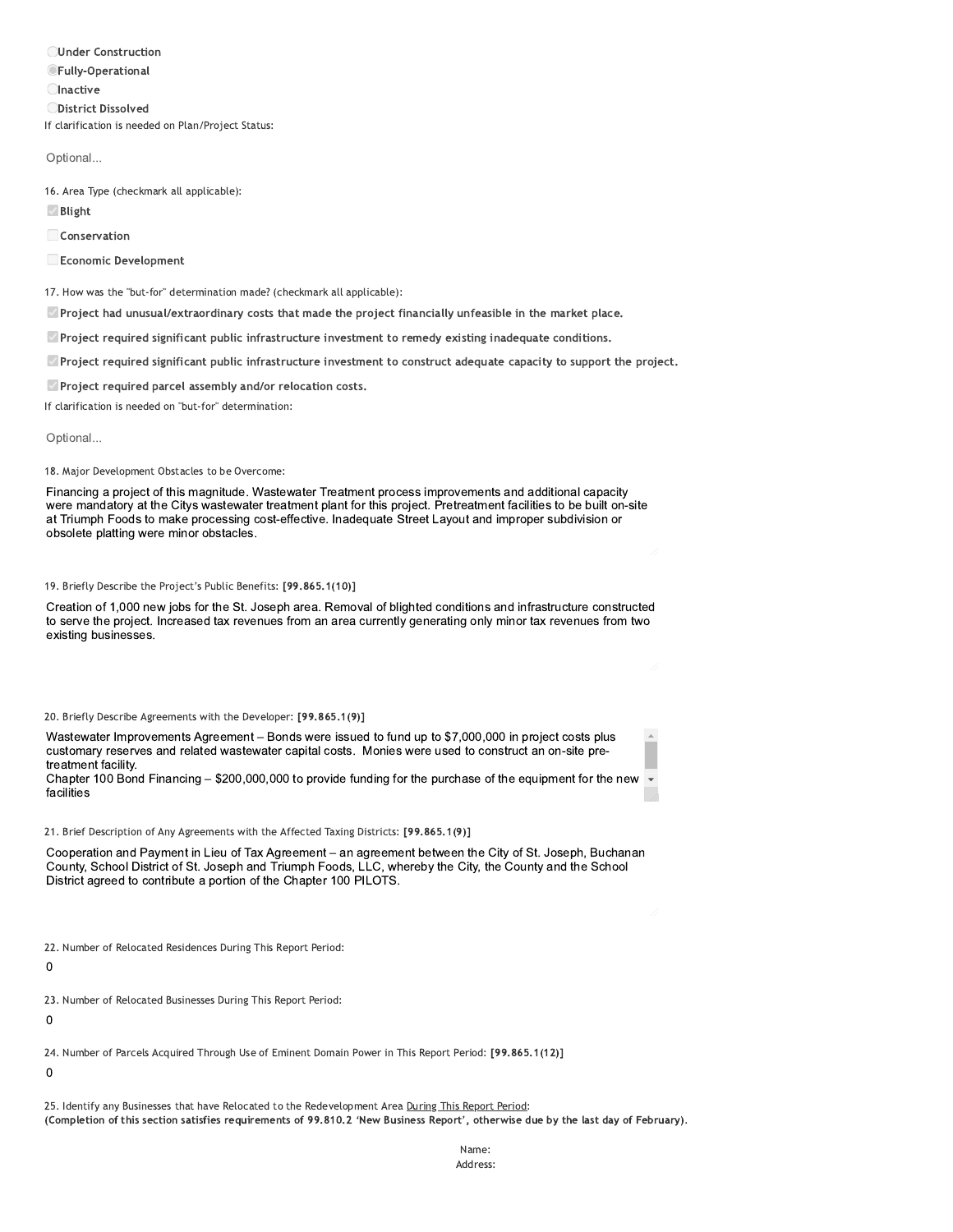- ○ **Under Construction**
- ◉ **Fully-Operational**
- ○ **Inactive**
- ○ **District Dissolved**

If clarification is needed on Plan/Project Status:

Optional...

16. Area Type (checkmark all applicable):

- [x] **Blight**
- [ ] **Conservation**
- [ ] **Economic Development**

17. How was the "but-for" determination made? (checkmark all applicable):

- [x] **Project had unusual/extraordinary costs that made the project financially unfeasible in the market place.**
- [x] **Project required significant public infrastructure investment to remedy existing inadequate conditions.**
- [x] **Project required significant public infrastructure investment to construct adequate capacity to support the project.**
- [x] **Project required parcel assembly and/or relocation costs.**

If clarification is needed on "but-for" determination:

Optional...

18. Major Development Obstacles to be Overcome:

Financing a project of this magnitude. Wastewater Treatment process improvements and additional capacity were mandatory at the Citys wastewater treatment plant for this project. Pretreatment facilities to be built on-site at Triumph Foods to make processing cost-effective. Inadequate Street Layout and improper subdivision or obsolete platting were minor obstacles.

19. Briefly Describe the Project's Public Benefits: **[99.865.1(10)]**

Creation of 1,000 new jobs for the St. Joseph area. Removal of blighted conditions and infrastructure constructed to serve the project. Increased tax revenues from an area currently generating only minor tax revenues from two existing businesses.

20. Briefly Describe Agreements with the Developer: **[99.865.1(9)]**

Wastewater Improvements Agreement – Bonds were issued to fund up to $7,000,000 in project costs plus customary reserves and related wastewater capital costs. Monies were used to construct an on-site pre-treatment facility.
Chapter 100 Bond Financing – $200,000,000 to provide funding for the purchase of the equipment for the new facilities

21. Brief Description of Any Agreements with the Affected Taxing Districts: **[99.865.1(9)]**

Cooperation and Payment in Lieu of Tax Agreement – an agreement between the City of St. Joseph, Buchanan County, School District of St. Joseph and Triumph Foods, LLC, whereby the City, the County and the School District agreed to contribute a portion of the Chapter 100 PILOTS.

22. Number of Relocated Residences During This Report Period:

0

23. Number of Relocated Businesses During This Report Period:

0

24. Number of Parcels Acquired Through Use of Eminent Domain Power in This Report Period: **[99.865.1(12)]**

0

25. Identify any Businesses that have Relocated to the Redevelopment Area <u>During This Report Period</u>:
**(Completion of this section satisfies requirements of 99.810.2 'New Business Report', otherwise due by the last day of February).**

Name:
Address: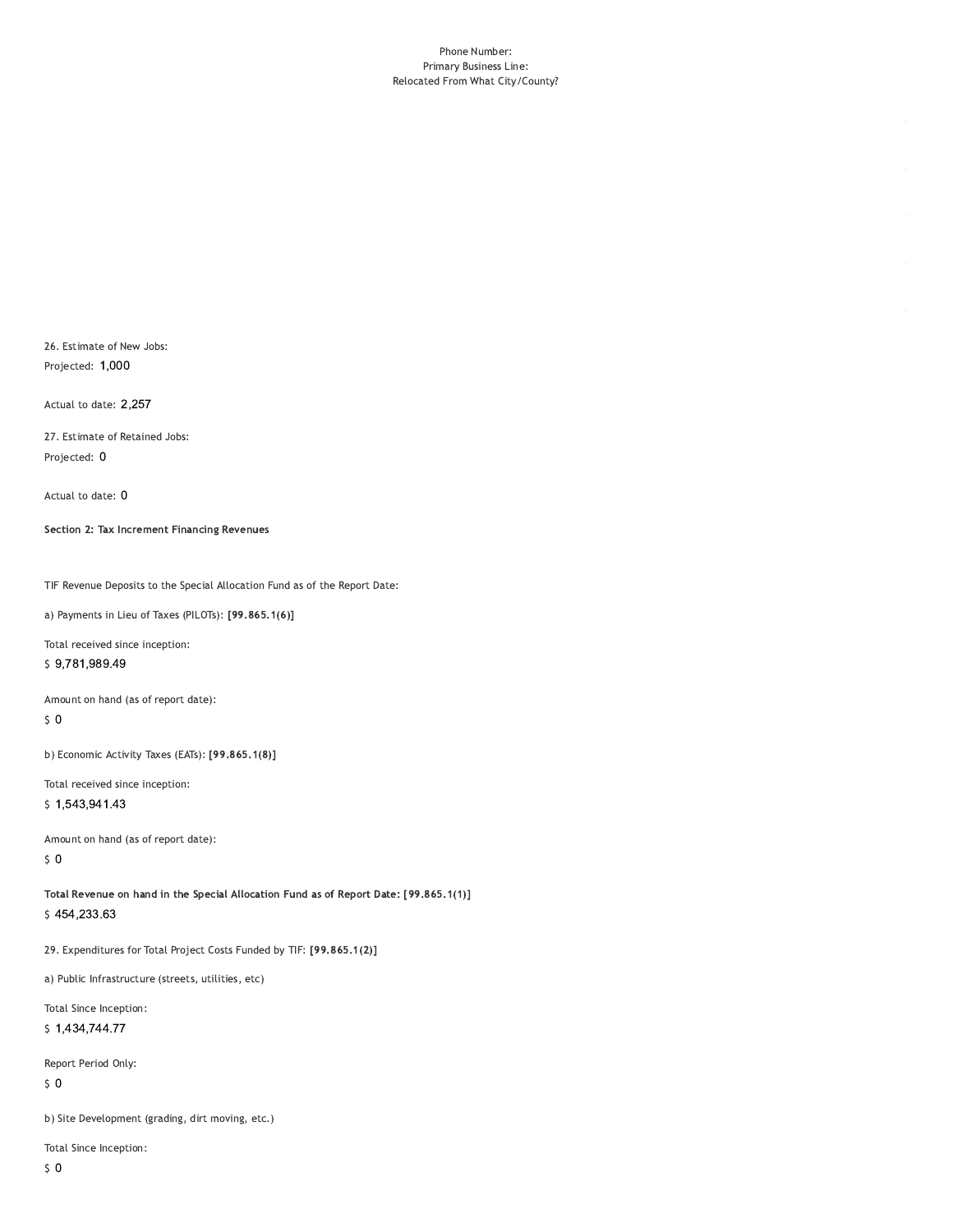Phone Number:
Primary Business Line:
Relocated From What City/County?

26. Estimate of New Jobs:

Projected: 1,000

Actual to date: 2,257

27. Estimate of Retained Jobs:

Projected: 0

Actual to date: 0

**Section 2: Tax Increment Financing Revenues**

TIF Revenue Deposits to the Special Allocation Fund as of the Report Date:

a) Payments in Lieu of Taxes (PILOTs): **[99.865.1(6)]**

Total received since inception:

$ 9,781,989.49

Amount on hand (as of report date):

$ 0

b) Economic Activity Taxes (EATs): **[99.865.1(8)]**

Total received since inception:

$ 1,543,941.43

Amount on hand (as of report date):

$ 0

**Total Revenue on hand in the Special Allocation Fund as of Report Date: [99.865.1(1)]**

$ 454,233.63

29. Expenditures for Total Project Costs Funded by TIF: **[99.865.1(2)]**

a) Public Infrastructure (streets, utilities, etc)

Total Since Inception:

$ 1,434,744.77

Report Period Only:

$ 0

b) Site Development (grading, dirt moving, etc.)

Total Since Inception:

$ 0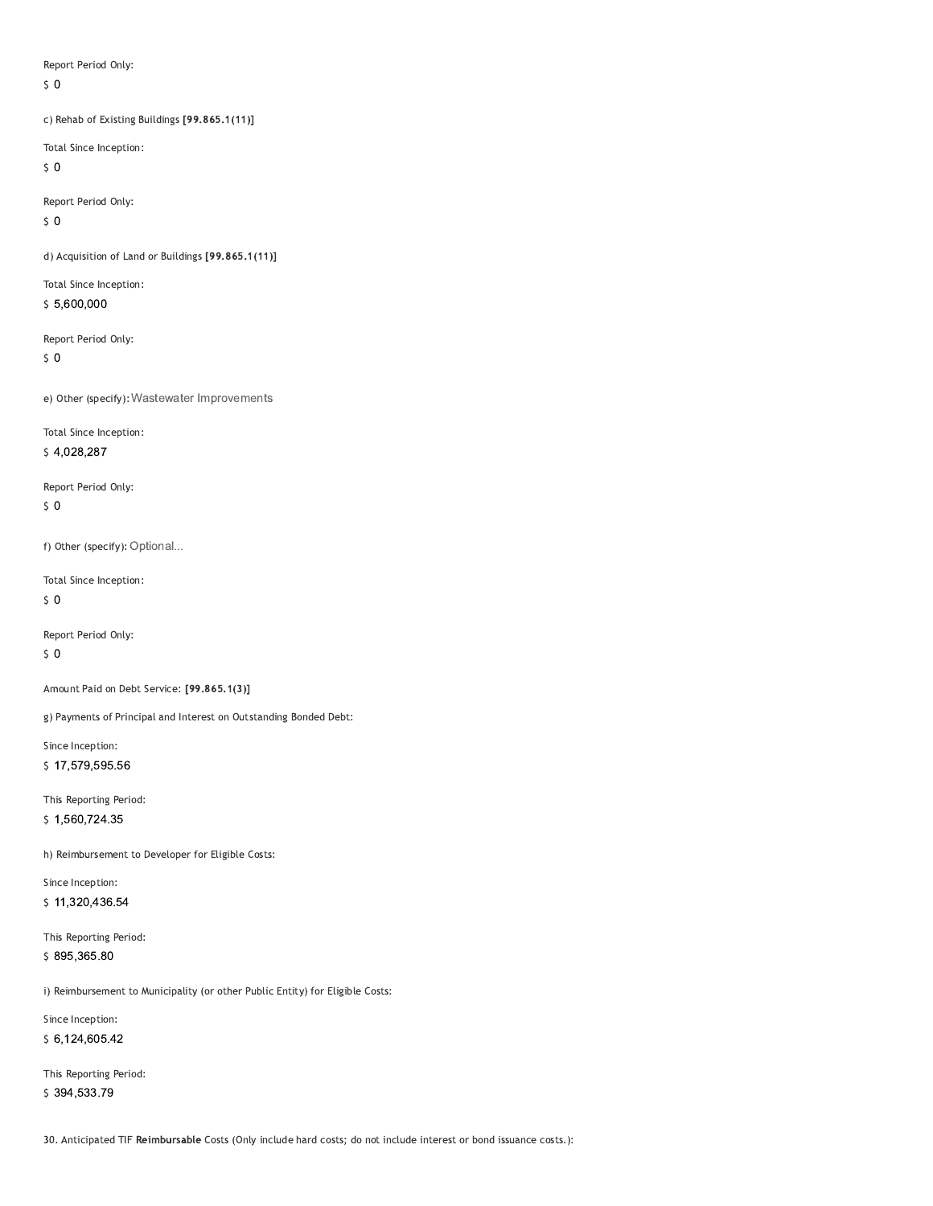Report Period Only:

$ 0

c) Rehab of Existing Buildings **[99.865.1(11)]**

Total Since Inception:

$ 0

Report Period Only:

$ 0

d) Acquisition of Land or Buildings **[99.865.1(11)]**

Total Since Inception:

$ 5,600,000

Report Period Only:

$ 0

e) Other (specify): Wastewater Improvements

Total Since Inception:

$ 4,028,287

Report Period Only:

$ 0

f) Other (specify): Optional...

Total Since Inception:

$ 0

Report Period Only:

$ 0

Amount Paid on Debt Service: **[99.865.1(3)]**

g) Payments of Principal and Interest on Outstanding Bonded Debt:

Since Inception:

$ 17,579,595.56

This Reporting Period:

$ 1,560,724.35

h) Reimbursement to Developer for Eligible Costs:

Since Inception:

$ 11,320,436.54

This Reporting Period:

$ 895,365.80

i) Reimbursement to Municipality (or other Public Entity) for Eligible Costs:

Since Inception:

$ 6,124,605.42

This Reporting Period:

$ 394,533.79

30. Anticipated TIF **Reimbursable** Costs (Only include hard costs; do not include interest or bond issuance costs.):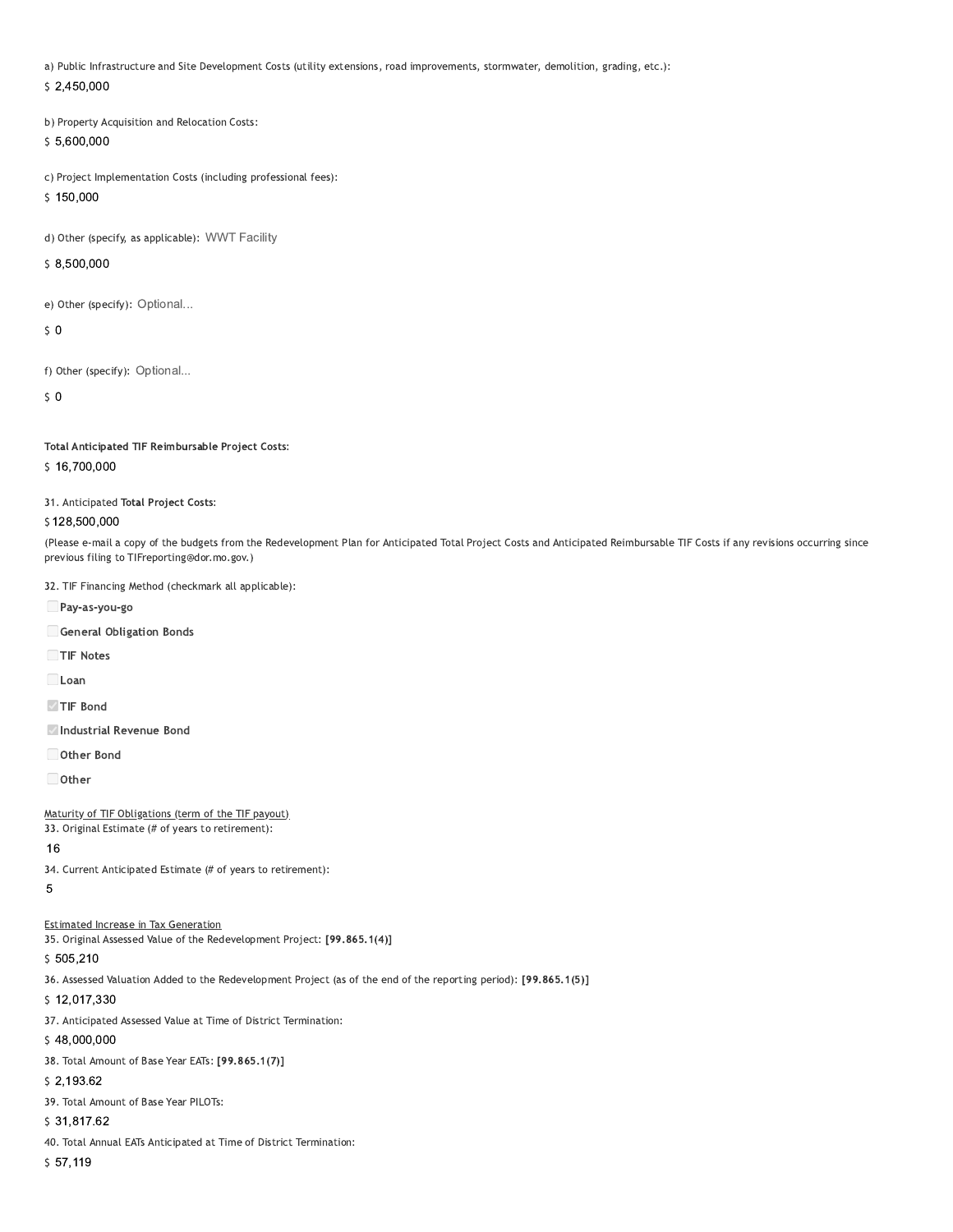a) Public Infrastructure and Site Development Costs (utility extensions, road improvements, stormwater, demolition, grading, etc.):

$ 2,450,000

b) Property Acquisition and Relocation Costs:

$ 5,600,000

c) Project Implementation Costs (including professional fees):

$ 150,000

d) Other (specify, as applicable): WWT Facility

$ 8,500,000

e) Other (specify): Optional...

$ 0

f) Other (specify): Optional...

$ 0

**Total Anticipated TIF Reimbursable Project Costs:**

$ 16,700,000

31. Anticipated **Total Project Costs:**

$ 128,500,000

(Please e-mail a copy of the budgets from the Redevelopment Plan for Anticipated Total Project Costs and Anticipated Reimbursable TIF Costs if any revisions occurring since previous filing to TIFreporting@dor.mo.gov.)

32. TIF Financing Method (checkmark all applicable):

- [ ] **Pay-as-you-go**
- [ ] **General Obligation Bonds**
- [ ] **TIF Notes**
- [ ] **Loan**
- [x] **TIF Bond**
- [x] **Industrial Revenue Bond**
- [ ] **Other Bond**
- [ ] **Other**

Maturity of TIF Obligations (term of the TIF payout)

33. Original Estimate (# of years to retirement):

16

34. Current Anticipated Estimate (# of years to retirement):

5

Estimated Increase in Tax Generation

35. Original Assessed Value of the Redevelopment Project: **[99.865.1(4)]**

$ 505,210

36. Assessed Valuation Added to the Redevelopment Project (as of the end of the reporting period): **[99.865.1(5)]**

$ 12,017,330

37. Anticipated Assessed Value at Time of District Termination:

$ 48,000,000

38. Total Amount of Base Year EATs: **[99.865.1(7)]**

$ 2,193.62

39. Total Amount of Base Year PILOTs:

$ 31,817.62

40. Total Annual EATs Anticipated at Time of District Termination:

$ 57,119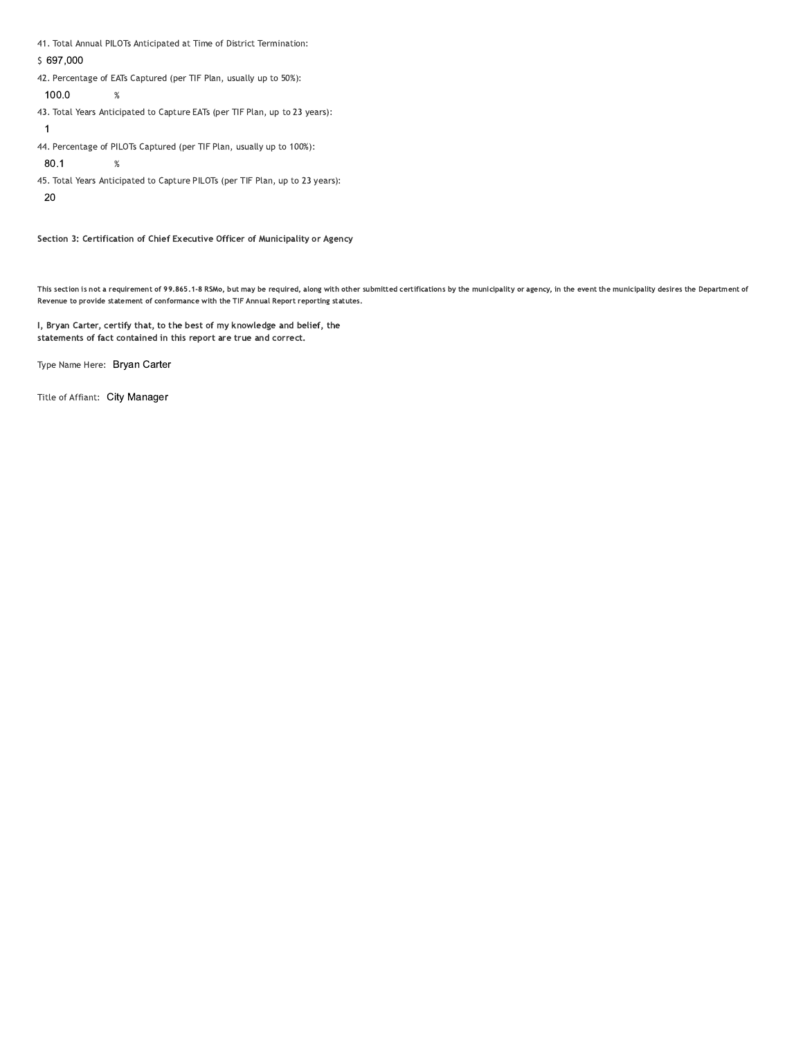41. Total Annual PILOTs Anticipated at Time of District Termination:

$ 697,000

42. Percentage of EATs Captured (per TIF Plan, usually up to 50%):

100.0 %

43. Total Years Anticipated to Capture EATs (per TIF Plan, up to 23 years):

1

44. Percentage of PILOTs Captured (per TIF Plan, usually up to 100%):

80.1 %

45. Total Years Anticipated to Capture PILOTs (per TIF Plan, up to 23 years):

20

**Section 3: Certification of Chief Executive Officer of Municipality or Agency**

**This section is not a requirement of 99.865.1-8 RSMo, but may be required, along with other submitted certifications by the municipality or agency, in the event the municipality desires the Department of Revenue to provide statement of conformance with the TIF Annual Report reporting statutes.**

**I, Bryan Carter, certify that, to the best of my knowledge and belief, the statements of fact contained in this report are true and correct.**

Type Name Here: Bryan Carter

Title of Affiant: City Manager